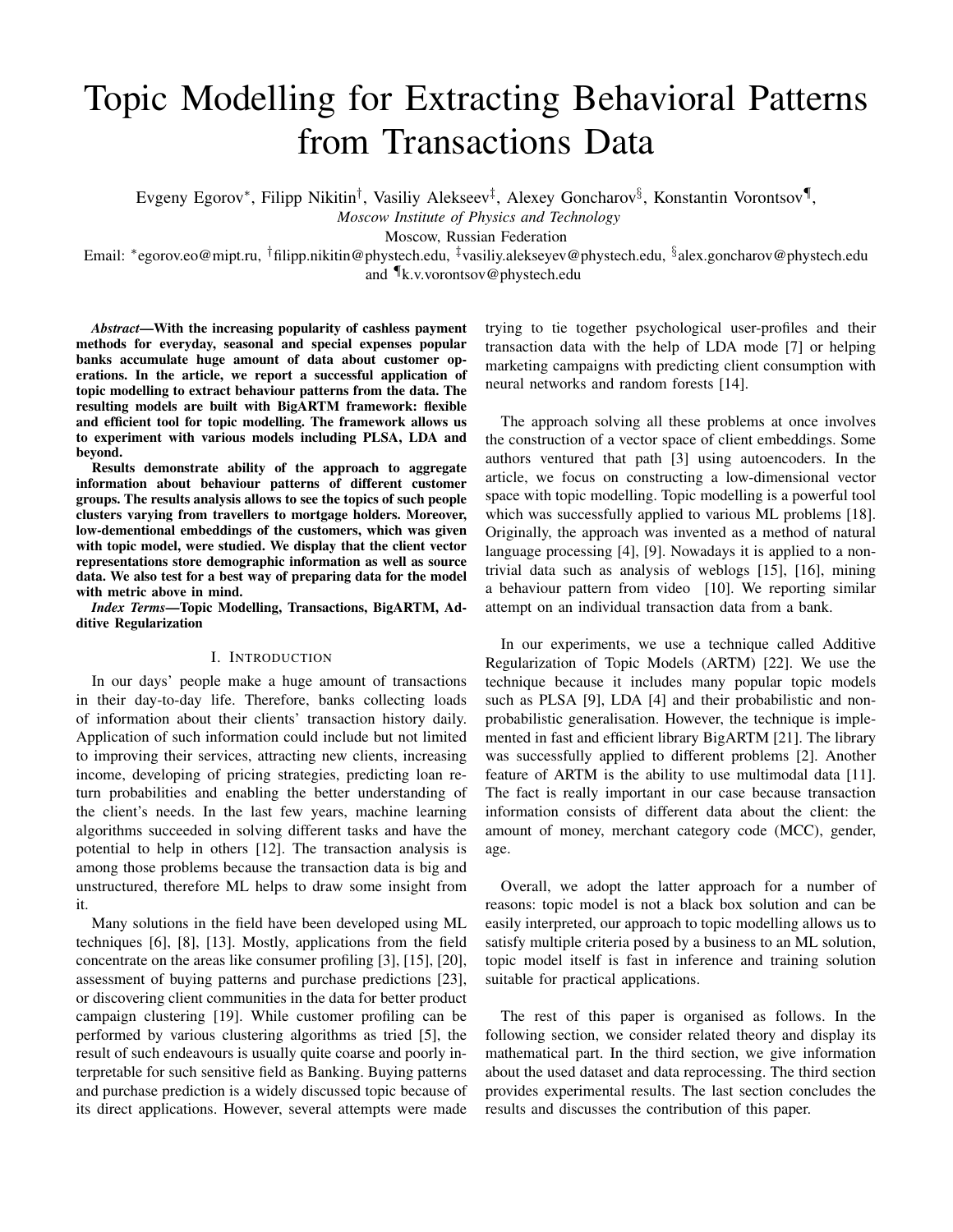# Topic Modelling for Extracting Behavioral Patterns from Transactions Data

Evgeny Egorov[*], Filipp Nikitin[†], Vasiliy Alekseev[‡], Alexey Goncharov[§], Konstantin Vorontsov[¶],

*Moscow Institute of Physics and Technology*

Moscow, Russian Federation

Email: [*]egorov.eo@mipt.ru, [†]filipp.nikitin@phystech.edu, [‡]vasiliy.alekseyev@phystech.edu, [§]alex.goncharov@phystech.edu and [¶]k.v.vorontsov@phystech.edu

***Abstract*—With the increasing popularity of cashless payment methods for everyday, seasonal and special expenses popular banks accumulate huge amount of data about customer operations. In the article, we report a successful application of topic modelling to extract behaviour patterns from the data. The resulting models are built with BigARTM framework: flexible and efficient tool for topic modelling. The framework allows us to experiment with various models including PLSA, LDA and beyond.**

**Results demonstrate ability of the approach to aggregate information about behaviour patterns of different customer groups. The results analysis allows to see the topics of such people clusters varying from travellers to mortgage holders. Moreover, low-dementional embeddings of the customers, which was given with topic model, were studied. We display that the client vector representations store demographic information as well as source data. We also test for a best way of preparing data for the model with metric above in mind.**

***Index Terms*—Topic Modelling, Transactions, BigARTM, Additive Regularization**

## I. Introduction

In our days' people make a huge amount of transactions in their day-to-day life. Therefore, banks collecting loads of information about their clients' transaction history daily. Application of such information could include but not limited to improving their services, attracting new clients, increasing income, developing of pricing strategies, predicting loan return probabilities and enabling the better understanding of the client's needs. In the last few years, machine learning algorithms succeeded in solving different tasks and have the potential to help in others [12]. The transaction analysis is among those problems because the transaction data is big and unstructured, therefore ML helps to draw some insight from it.

Many solutions in the field have been developed using ML techniques [6], [8], [13]. Mostly, applications from the field concentrate on the areas like consumer profiling [3], [15], [20], assessment of buying patterns and purchase predictions [23], or discovering client communities in the data for better product campaign clustering [19]. While customer profiling can be performed by various clustering algorithms as tried [5], the result of such endeavours is usually quite coarse and poorly interpretable for such sensitive field as Banking. Buying patterns and purchase prediction is a widely discussed topic because of its direct applications. However, several attempts were made trying to tie together psychological user-profiles and their transaction data with the help of LDA mode [7] or helping marketing campaigns with predicting client consumption with neural networks and random forests [14].

The approach solving all these problems at once involves the construction of a vector space of client embeddings. Some authors ventured that path [3] using autoencoders. In the article, we focus on constructing a low-dimensional vector space with topic modelling. Topic modelling is a powerful tool which was successfully applied to various ML problems [18]. Originally, the approach was invented as a method of natural language processing [4], [9]. Nowadays it is applied to a non-trivial data such as analysis of weblogs [15], [16], mining a behaviour pattern from video [10]. We reporting similar attempt on an individual transaction data from a bank.

In our experiments, we use a technique called Additive Regularization of Topic Models (ARTM) [22]. We use the technique because it includes many popular topic models such as PLSA [9], LDA [4] and their probabilistic and non-probabilistic generalisation. However, the technique is implemented in fast and efficient library BigARTM [21]. The library was successfully applied to different problems [2]. Another feature of ARTM is the ability to use multimodal data [11]. The fact is really important in our case because transaction information consists of different data about the client: the amount of money, merchant category code (MCC), gender, age.

Overall, we adopt the latter approach for a number of reasons: topic model is not a black box solution and can be easily interpreted, our approach to topic modelling allows us to satisfy multiple criteria posed by a business to an ML solution, topic model itself is fast in inference and training solution suitable for practical applications.

The rest of this paper is organised as follows. In the following section, we consider related theory and display its mathematical part. In the third section, we give information about the used dataset and data reprocessing. The third section provides experimental results. The last section concludes the results and discusses the contribution of this paper.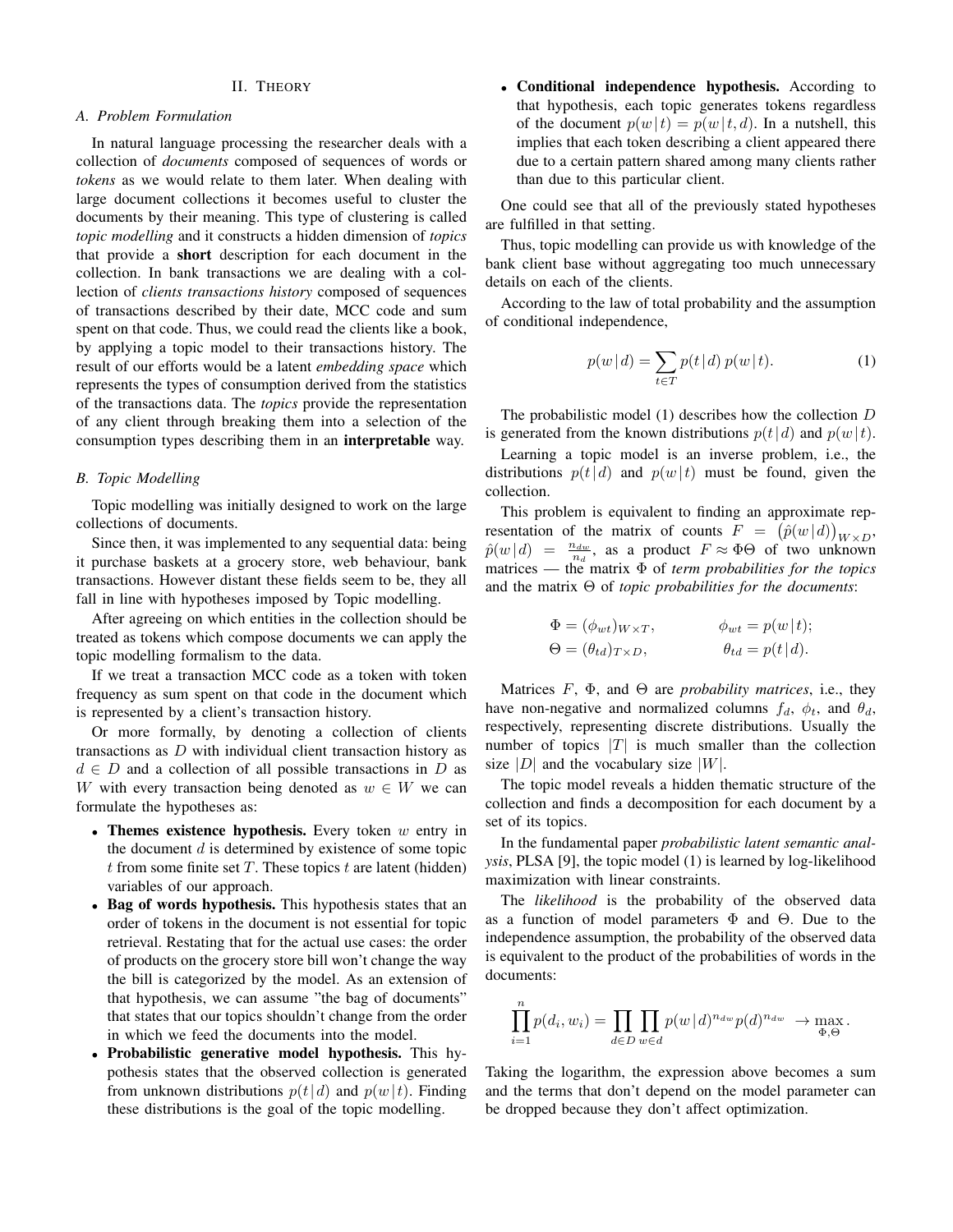## II. Theory

### A. Problem Formulation

In natural language processing the researcher deals with a collection of *documents* composed of sequences of words or *tokens* as we would relate to them later. When dealing with large document collections it becomes useful to cluster the documents by their meaning. This type of clustering is called *topic modelling* and it constructs a hidden dimension of *topics* that provide a **short** description for each document in the collection. In bank transactions we are dealing with a collection of *clients transactions history* composed of sequences of transactions described by their date, MCC code and sum spent on that code. Thus, we could read the clients like a book, by applying a topic model to their transactions history. The result of our efforts would be a latent *embedding space* which represents the types of consumption derived from the statistics of the transactions data. The *topics* provide the representation of any client through breaking them into a selection of the consumption types describing them in an **interpretable** way.

### B. Topic Modelling

Topic modelling was initially designed to work on the large collections of documents.

Since then, it was implemented to any sequential data: being it purchase baskets at a grocery store, web behaviour, bank transactions. However distant these fields seem to be, they all fall in line with hypotheses imposed by Topic modelling.

After agreeing on which entities in the collection should be treated as tokens which compose documents we can apply the topic modelling formalism to the data.

If we treat a transaction MCC code as a token with token frequency as sum spent on that code in the document which is represented by a client's transaction history.

Or more formally, by denoting a collection of clients transactions as $D$ with individual client transaction history as $d \in D$ and a collection of all possible transactions in $D$ as $W$ with every transaction being denoted as $w \in W$ we can formulate the hypotheses as:

- **Themes existence hypothesis.** Every token $w$ entry in the document $d$ is determined by existence of some topic $t$ from some finite set $T$. These topics $t$ are latent (hidden) variables of our approach.
- **Bag of words hypothesis.** This hypothesis states that an order of tokens in the document is not essential for topic retrieval. Restating that for the actual use cases: the order of products on the grocery store bill won't change the way the bill is categorized by the model. As an extension of that hypothesis, we can assume "the bag of documents" that states that our topics shouldn't change from the order in which we feed the documents into the model.
- **Probabilistic generative model hypothesis.** This hypothesis states that the observed collection is generated from unknown distributions $p(t \mid d)$ and $p(w \mid t)$. Finding these distributions is the goal of the topic modelling.
- **Conditional independence hypothesis.** According to that hypothesis, each topic generates tokens regardless of the document $p(w \mid t) = p(w \mid t, d)$. In a nutshell, this implies that each token describing a client appeared there due to a certain pattern shared among many clients rather than due to this particular client.

One could see that all of the previously stated hypotheses are fulfilled in that setting.

Thus, topic modelling can provide us with knowledge of the bank client base without aggregating too much unnecessary details on each of the clients.

According to the law of total probability and the assumption of conditional independence,

$$p(w \mid d) = \sum_{t \in T} p(t \mid d)\, p(w \mid t). \tag{1}$$

The probabilistic model (1) describes how the collection $D$ is generated from the known distributions $p(t \mid d)$ and $p(w \mid t)$.

Learning a topic model is an inverse problem, i.e., the distributions $p(t \mid d)$ and $p(w \mid t)$ must be found, given the collection.

This problem is equivalent to finding an approximate representation of the matrix of counts $F = \big(\hat{p}(w \mid d)\big)_{W \times D}$, $\hat{p}(w \mid d) = \frac{n_{dw}}{n_d}$, as a product $F \approx \Phi\Theta$ of two unknown matrices — the matrix $\Phi$ of *term probabilities for the topics* and the matrix $\Theta$ of *topic probabilities for the documents*:

$$\Phi = (\phi_{wt})_{W \times T}, \qquad \phi_{wt} = p(w \mid t);$$
$$\Theta = (\theta_{td})_{T \times D}, \qquad \theta_{td} = p(t \mid d).$$

Matrices $F$, $\Phi$, and $\Theta$ are *probability matrices*, i.e., they have non-negative and normalized columns $f_d$, $\phi_t$, and $\theta_d$, respectively, representing discrete distributions. Usually the number of topics $|T|$ is much smaller than the collection size $|D|$ and the vocabulary size $|W|$.

The topic model reveals a hidden thematic structure of the collection and finds a decomposition for each document by a set of its topics.

In the fundamental paper *probabilistic latent semantic analysis*, PLSA [9], the topic model (1) is learned by log-likelihood maximization with linear constraints.

The *likelihood* is the probability of the observed data as a function of model parameters $\Phi$ and $\Theta$. Due to the independence assumption, the probability of the observed data is equivalent to the product of the probabilities of words in the documents:

$$\prod_{i=1}^{n} p(d_i, w_i) = \prod_{d \in D} \prod_{w \in d} p(w \mid d)^{n_{dw}} p(d)^{n_{dw}} \;\to \max_{\Phi, \Theta}.$$

Taking the logarithm, the expression above becomes a sum and the terms that don't depend on the model parameter can be dropped because they don't affect optimization.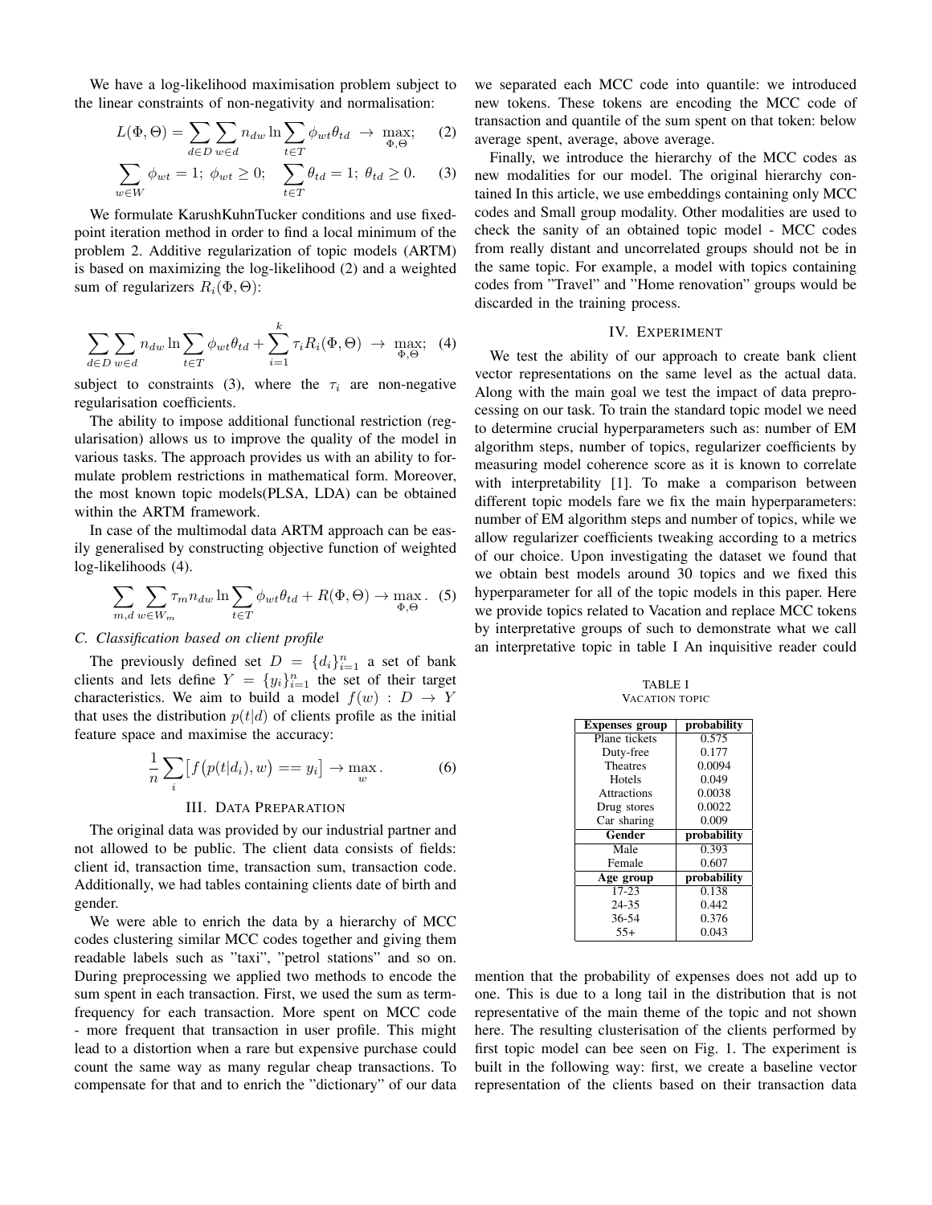We have a log-likelihood maximisation problem subject to the linear constraints of non-negativity and normalisation:

$$L(\Phi,\Theta) = \sum_{d\in D}\sum_{w\in d} n_{dw} \ln \sum_{t\in T} \phi_{wt}\theta_{td} \;\rightarrow\; \max_{\Phi,\Theta}; \quad (2)$$

$$\sum_{w\in W} \phi_{wt} = 1;\; \phi_{wt} \geq 0; \quad \sum_{t\in T} \theta_{td} = 1;\; \theta_{td} \geq 0. \quad (3)$$

We formulate KarushKuhnTucker conditions and use fixed-point iteration method in order to find a local minimum of the problem 2. Additive regularization of topic models (ARTM) is based on maximizing the log-likelihood (2) and a weighted sum of regularizers $R_i(\Phi,\Theta)$:

$$\sum_{d\in D}\sum_{w\in d} n_{dw} \ln \sum_{t\in T} \phi_{wt}\theta_{td} + \sum_{i=1}^{k} \tau_i R_i(\Phi,\Theta) \;\rightarrow\; \max_{\Phi,\Theta}; \quad (4)$$

subject to constraints (3), where the $\tau_i$ are non-negative regularisation coefficients.

The ability to impose additional functional restriction (regularisation) allows us to improve the quality of the model in various tasks. The approach provides us with an ability to formulate problem restrictions in mathematical form. Moreover, the most known topic models(PLSA, LDA) can be obtained within the ARTM framework.

In case of the multimodal data ARTM approach can be easily generalised by constructing objective function of weighted log-likelihoods (4).

$$\sum_{m,d}\sum_{w\in W_m} \tau_m n_{dw} \ln \sum_{t\in T} \phi_{wt}\theta_{td} + R(\Phi,\Theta) \rightarrow \max_{\Phi,\Theta}. \quad (5)$$

### C. Classification based on client profile

The previously defined set $D = \{d_i\}_{i=1}^{n}$ a set of bank clients and lets define $Y = \{y_i\}_{i=1}^{n}$ the set of their target characteristics. We aim to build a model $f(w) : D \rightarrow Y$ that uses the distribution $p(t|d)$ of clients profile as the initial feature space and maximise the accuracy:

$$\frac{1}{n}\sum_{i}\big[f\big(p(t|d_i), w\big) == y_i\big] \rightarrow \max_{w}. \quad (6)$$

## III. Data Preparation

The original data was provided by our industrial partner and not allowed to be public. The client data consists of fields: client id, transaction time, transaction sum, transaction code. Additionally, we had tables containing clients date of birth and gender.

We were able to enrich the data by a hierarchy of MCC codes clustering similar MCC codes together and giving them readable labels such as "taxi", "petrol stations" and so on. During preprocessing we applied two methods to encode the sum spent in each transaction. First, we used the sum as term-frequency for each transaction. More spent on MCC code - more frequent that transaction in user profile. This might lead to a distortion when a rare but expensive purchase could count the same way as many regular cheap transactions. To compensate for that and to enrich the "dictionary" of our data we separated each MCC code into quantile: we introduced new tokens. These tokens are encoding the MCC code of transaction and quantile of the sum spent on that token: below average spent, average, above average.

Finally, we introduce the hierarchy of the MCC codes as new modalities for our model. The original hierarchy contained In this article, we use embeddings containing only MCC codes and Small group modality. Other modalities are used to check the sanity of an obtained topic model - MCC codes from really distant and uncorrelated groups should not be in the same topic. For example, a model with topics containing codes from "Travel" and "Home renovation" groups would be discarded in the training process.

## IV. Experiment

We test the ability of our approach to create bank client vector representations on the same level as the actual data. Along with the main goal we test the impact of data preprocessing on our task. To train the standard topic model we need to determine crucial hyperparameters such as: number of EM algorithm steps, number of topics, regularizer coefficients by measuring model coherence score as it is known to correlate with interpretability [1]. To make a comparison between different topic models fare we fix the main hyperparameters: number of EM algorithm steps and number of topics, while we allow regularizer coefficients tweaking according to a metrics of our choice. Upon investigating the dataset we found that we obtain best models around 30 topics and we fixed this hyperparameter for all of the topic models in this paper. Here we provide topics related to Vacation and replace MCC tokens by interpretative groups of such to demonstrate what we call an interpretative topic in table I An inquisitive reader could mention that the probability of expenses does not add up to one. This is due to a long tail in the distribution that is not representative of the main theme of the topic and not shown here. The resulting clusterisation of the clients performed by first topic model can bee seen on Fig. 1. The experiment is built in the following way: first, we create a baseline vector representation of the clients based on their transaction data

TABLE I
VACATION TOPIC

| **Expenses group** | **probability** |
|---|---|
| Plane tickets | 0.575 |
| Duty-free | 0.177 |
| Theatres | 0.0094 |
| Hotels | 0.049 |
| Attractions | 0.0038 |
| Drug stores | 0.0022 |
| Car sharing | 0.009 |
| **Gender** | **probability** |
| Male | 0.393 |
| Female | 0.607 |
| **Age group** | **probability** |
| 17-23 | 0.138 |
| 24-35 | 0.442 |
| 36-54 | 0.376 |
| 55+ | 0.043 |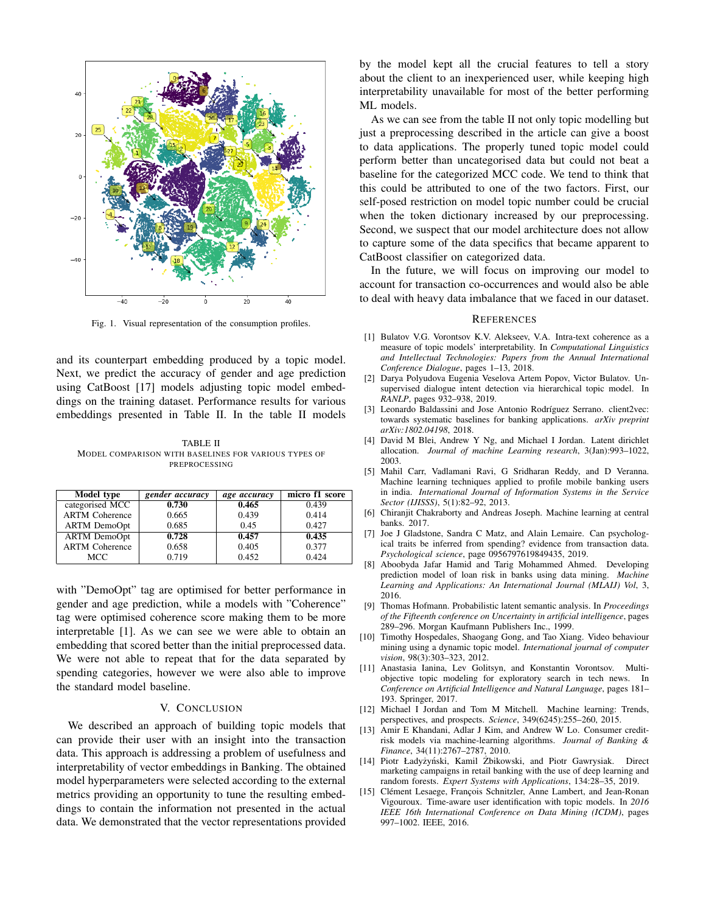Fig. 1. Visual representation of the consumption profiles.

and its counterpart embedding produced by a topic model. Next, we predict the accuracy of gender and age prediction using CatBoost [17] models adjusting topic model embeddings on the training dataset. Performance results for various embeddings presented in Table II. In the table II models with "DemoOpt" tag are optimised for better performance in gender and age prediction, while a models with "Coherence" tag were optimised coherence score making them to be more interpretable [1]. As we can see we were able to obtain an embedding that scored better than the initial preprocessed data. We were not able to repeat that for the data separated by spending categories, however we were also able to improve the standard model baseline.

TABLE II
MODEL COMPARISON WITH BASELINES FOR VARIOUS TYPES OF PREPROCESSING

| Model type | *gender accuracy* | *age accuracy* | micro f1 score |
|---|---|---|---|
| categorised MCC | **0.730** | **0.465** | 0.439 |
| ARTM Coherence | 0.665 | 0.439 | 0.414 |
| ARTM DemoOpt | 0.685 | 0.45 | 0.427 |
| ARTM DemoOpt | **0.728** | **0.457** | **0.435** |
| ARTM Coherence | 0.658 | 0.405 | 0.377 |
| MCC | 0.719 | 0.452 | 0.424 |

## V. Conclusion

We described an approach of building topic models that can provide their user with an insight into the transaction data. This approach is addressing a problem of usefulness and interpretability of vector embeddings in Banking. The obtained model hyperparameters were selected according to the external metrics providing an opportunity to tune the resulting embeddings to contain the information not presented in the actual data. We demonstrated that the vector representations provided by the model kept all the crucial features to tell a story about the client to an inexperienced user, while keeping high interpretability unavailable for most of the better performing ML models.

As we can see from the table II not only topic modelling but just a preprocessing described in the article can give a boost to data applications. The properly tuned topic model could perform better than uncategorised data but could not beat a baseline for the categorized MCC code. We tend to think that this could be attributed to one of the two factors. First, our self-posed restriction on model topic number could be crucial when the token dictionary increased by our preprocessing. Second, we suspect that our model architecture does not allow to capture some of the data specifics that became apparent to CatBoost classifier on categorized data.

In the future, we will focus on improving our model to account for transaction co-occurrences and would also be able to deal with heavy data imbalance that we faced in our dataset.

## References

[1] Bulatov V.G. Vorontsov K.V. Alekseev, V.A. Intra-text coherence as a measure of topic models' interpretability. In *Computational Linguistics and Intellectual Technologies: Papers from the Annual International Conference Dialogue*, pages 1–13, 2018.

[2] Darya Polyudova Eugenia Veselova Artem Popov, Victor Bulatov. Unsupervised dialogue intent detection via hierarchical topic model. In *RANLP*, pages 932–938, 2019.

[3] Leonardo Baldassini and Jose Antonio Rodríguez Serrano. client2vec: towards systematic baselines for banking applications. *arXiv preprint arXiv:1802.04198*, 2018.

[4] David M Blei, Andrew Y Ng, and Michael I Jordan. Latent dirichlet allocation. *Journal of machine Learning research*, 3(Jan):993–1022, 2003.

[5] Mahil Carr, Vadlamani Ravi, G Sridharan Reddy, and D Veranna. Machine learning techniques applied to profile mobile banking users in india. *International Journal of Information Systems in the Service Sector (IJISSS)*, 5(1):82–92, 2013.

[6] Chiranjit Chakraborty and Andreas Joseph. Machine learning at central banks. 2017.

[7] Joe J Gladstone, Sandra C Matz, and Alain Lemaire. Can psychological traits be inferred from spending? evidence from transaction data. *Psychological science*, page 0956797619849435, 2019.

[8] Aboobyda Jafar Hamid and Tarig Mohammed Ahmed. Developing prediction model of loan risk in banks using data mining. *Machine Learning and Applications: An International Journal (MLAIJ) Vol*, 3, 2016.

[9] Thomas Hofmann. Probabilistic latent semantic analysis. In *Proceedings of the Fifteenth conference on Uncertainty in artificial intelligence*, pages 289–296. Morgan Kaufmann Publishers Inc., 1999.

[10] Timothy Hospedales, Shaogang Gong, and Tao Xiang. Video behaviour mining using a dynamic topic model. *International journal of computer vision*, 98(3):303–323, 2012.

[11] Anastasia Ianina, Lev Golitsyn, and Konstantin Vorontsov. Multi-objective topic modeling for exploratory search in tech news. In *Conference on Artificial Intelligence and Natural Language*, pages 181–193. Springer, 2017.

[12] Michael I Jordan and Tom M Mitchell. Machine learning: Trends, perspectives, and prospects. *Science*, 349(6245):255–260, 2015.

[13] Amir E Khandani, Adlar J Kim, and Andrew W Lo. Consumer credit-risk models via machine-learning algorithms. *Journal of Banking & Finance*, 34(11):2767–2787, 2010.

[14] Piotr Ładyżyński, Kamil Żbikowski, and Piotr Gawrysiak. Direct marketing campaigns in retail banking with the use of deep learning and random forests. *Expert Systems with Applications*, 134:28–35, 2019.

[15] Clément Lesaege, François Schnitzler, Anne Lambert, and Jean-Ronan Vigouroux. Time-aware user identification with topic models. In *2016 IEEE 16th International Conference on Data Mining (ICDM)*, pages 997–1002. IEEE, 2016.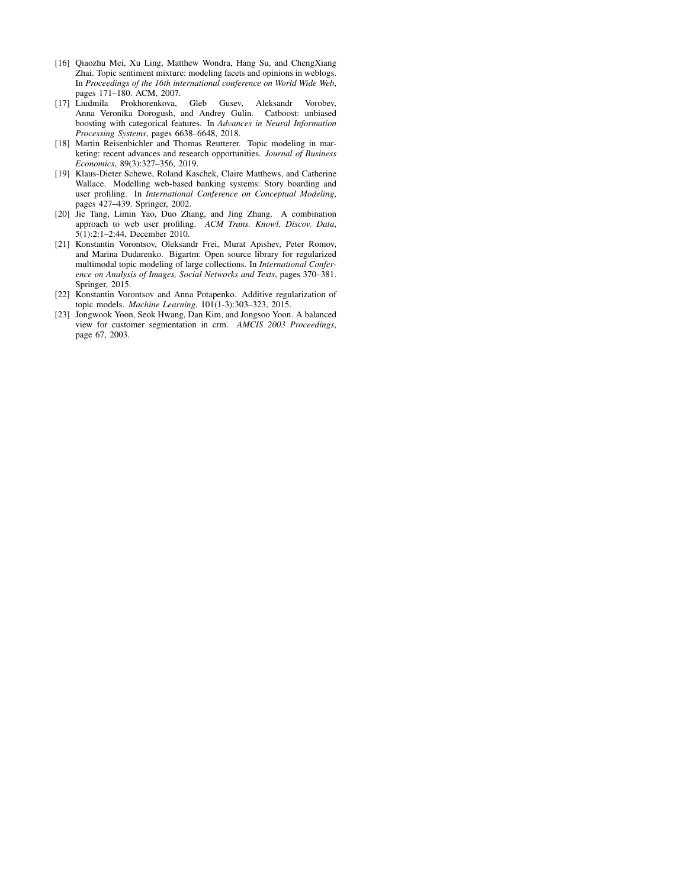[16] Qiaozhu Mei, Xu Ling, Matthew Wondra, Hang Su, and ChengXiang Zhai. Topic sentiment mixture: modeling facets and opinions in weblogs. In *Proceedings of the 16th international conference on World Wide Web*, pages 171–180. ACM, 2007.

[17] Liudmila Prokhorenkova, Gleb Gusev, Aleksandr Vorobev, Anna Veronika Dorogush, and Andrey Gulin. Catboost: unbiased boosting with categorical features. In *Advances in Neural Information Processing Systems*, pages 6638–6648, 2018.

[18] Martin Reisenbichler and Thomas Reutterer. Topic modeling in marketing: recent advances and research opportunities. *Journal of Business Economics*, 89(3):327–356, 2019.

[19] Klaus-Dieter Schewe, Roland Kaschek, Claire Matthews, and Catherine Wallace. Modelling web-based banking systems: Story boarding and user profiling. In *International Conference on Conceptual Modeling*, pages 427–439. Springer, 2002.

[20] Jie Tang, Limin Yao, Duo Zhang, and Jing Zhang. A combination approach to web user profiling. *ACM Trans. Knowl. Discov. Data*, 5(1):2:1–2:44, December 2010.

[21] Konstantin Vorontsov, Oleksandr Frei, Murat Apishev, Peter Romov, and Marina Dudarenko. Bigartm: Open source library for regularized multimodal topic modeling of large collections. In *International Conference on Analysis of Images, Social Networks and Texts*, pages 370–381. Springer, 2015.

[22] Konstantin Vorontsov and Anna Potapenko. Additive regularization of topic models. *Machine Learning*, 101(1-3):303–323, 2015.

[23] Jongwook Yoon, Seok Hwang, Dan Kim, and Jongsoo Yoon. A balanced view for customer segmentation in crm. *AMCIS 2003 Proceedings*, page 67, 2003.